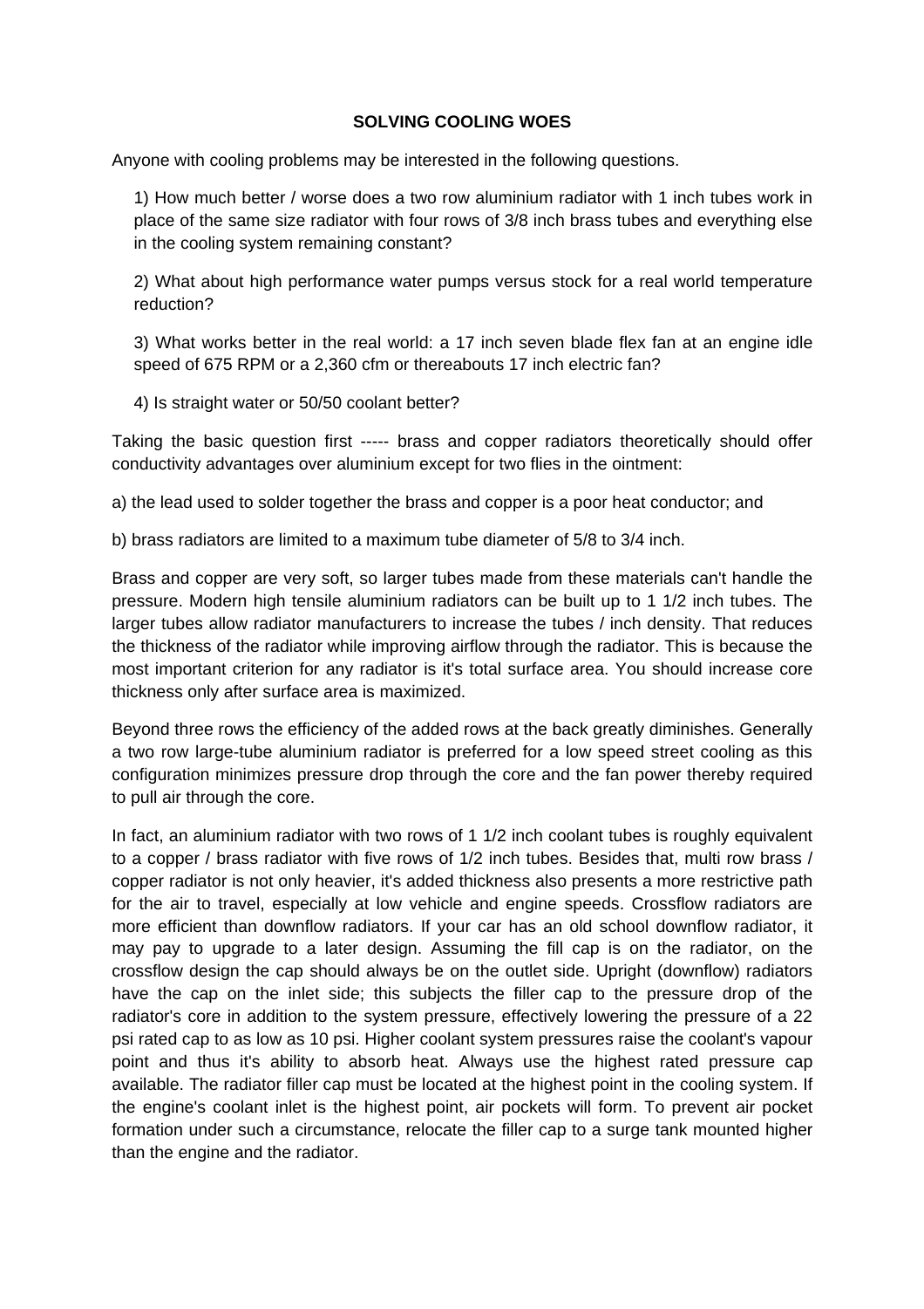# SOLVING COOLING WOES

Anyone with cooling problems may be interested in the following questions.

1) How much better / worse does a two row aluminium radiator with 1 inch tubes work in place of the same size radiator with four rows of 3/8 inch brass tubes and everything else in the cooling system remaining constant?

2) What about high performance water pumps versus stock for a real world temperature reduction?

3) What works better in the real world: a 17 inch seven blade flex fan at an engine idle speed of 675 RPM or a 2,360 cfm or thereabouts 17 inch electric fan?

4) Is straight water or 50/50 coolant better?

Taking the basic question first ----- brass and copper radiators theoretically should offer conductivity advantages over aluminium except for two flies in the ointment:

a) the lead used to solder together the brass and copper is a poor heat conductor; and

b) brass radiators are limited to a maximum tube diameter of 5/8 to 3/4 inch.

Brass and copper are very soft, so larger tubes made from these materials can't handle the pressure. Modern high tensile aluminium radiators can be built up to 1 1/2 inch tubes. The larger tubes allow radiator manufacturers to increase the tubes / inch density. That reduces the thickness of the radiator while improving airflow through the radiator. This is because the most important criterion for any radiator is it's total surface area. You should increase core thickness only after surface area is maximized.

Beyond three rows the efficiency of the added rows at the back greatly diminishes. Generally a two row large-tube aluminium radiator is preferred for a low speed street cooling as this configuration minimizes pressure drop through the core and the fan power thereby required to pull air through the core.

In fact, an aluminium radiator with two rows of 1 1/2 inch coolant tubes is roughly equivalent to a copper / brass radiator with five rows of 1/2 inch tubes. Besides that, multi row brass / copper radiator is not only heavier, it's added thickness also presents a more restrictive path for the air to travel, especially at low vehicle and engine speeds. Crossflow radiators are more efficient than downflow radiators. If your car has an old school downflow radiator, it may pay to upgrade to a later design. Assuming the fill cap is on the radiator, on the crossflow design the cap should always be on the outlet side. Upright (downflow) radiators have the cap on the inlet side; this subjects the filler cap to the pressure drop of the radiator's core in addition to the system pressure, effectively lowering the pressure of a 22 psi rated cap to as low as 10 psi. Higher coolant system pressures raise the coolant's vapour point and thus it's ability to absorb heat. Always use the highest rated pressure cap available. The radiator filler cap must be located at the highest point in the cooling system. If the engine's coolant inlet is the highest point, air pockets will form. To prevent air pocket formation under such a circumstance, relocate the filler cap to a surge tank mounted higher than the engine and the radiator.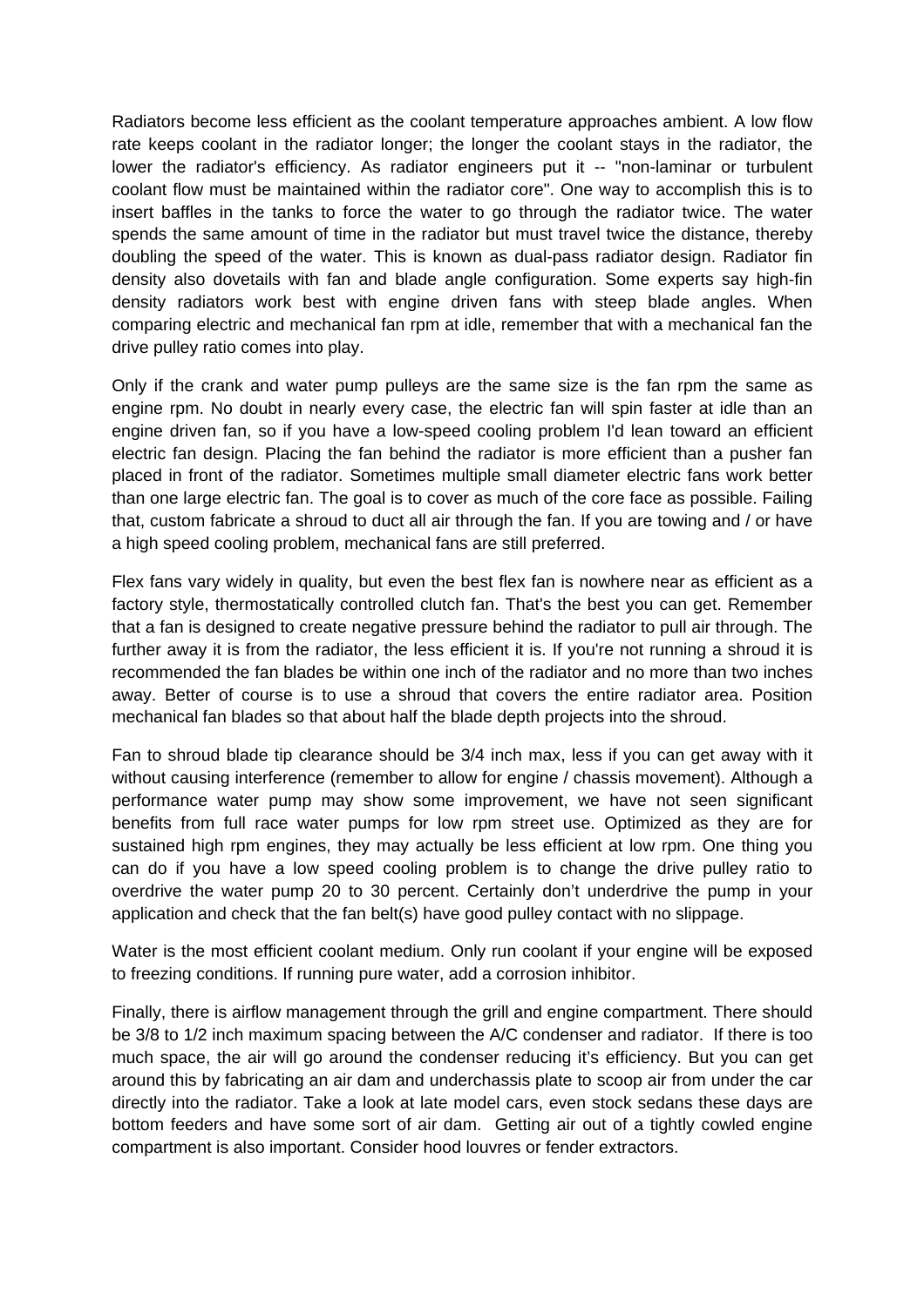Radiators become less efficient as the coolant temperature approaches ambient. A low flow rate keeps coolant in the radiator longer; the longer the coolant stays in the radiator, the lower the radiator's efficiency. As radiator engineers put it -- "non-laminar or turbulent coolant flow must be maintained within the radiator core". One way to accomplish this is to insert baffles in the tanks to force the water to go through the radiator twice. The water spends the same amount of time in the radiator but must travel twice the distance, thereby doubling the speed of the water. This is known as dual-pass radiator design. Radiator fin density also dovetails with fan and blade angle configuration. Some experts say high-fin density radiators work best with engine driven fans with steep blade angles. When comparing electric and mechanical fan rpm at idle, remember that with a mechanical fan the drive pulley ratio comes into play.

Only if the crank and water pump pulleys are the same size is the fan rpm the same as engine rpm. No doubt in nearly every case, the electric fan will spin faster at idle than an engine driven fan, so if you have a low-speed cooling problem I'd lean toward an efficient electric fan design. Placing the fan behind the radiator is more efficient than a pusher fan placed in front of the radiator. Sometimes multiple small diameter electric fans work better than one large electric fan. The goal is to cover as much of the core face as possible. Failing that, custom fabricate a shroud to duct all air through the fan. If you are towing and / or have a high speed cooling problem, mechanical fans are still preferred.

Flex fans vary widely in quality, but even the best flex fan is nowhere near as efficient as a factory style, thermostatically controlled clutch fan. That's the best you can get. Remember that a fan is designed to create negative pressure behind the radiator to pull air through. The further away it is from the radiator, the less efficient it is. If you're not running a shroud it is recommended the fan blades be within one inch of the radiator and no more than two inches away. Better of course is to use a shroud that covers the entire radiator area. Position mechanical fan blades so that about half the blade depth projects into the shroud.

Fan to shroud blade tip clearance should be 3/4 inch max, less if you can get away with it without causing interference (remember to allow for engine / chassis movement). Although a performance water pump may show some improvement, we have not seen significant benefits from full race water pumps for low rpm street use. Optimized as they are for sustained high rpm engines, they may actually be less efficient at low rpm. One thing you can do if you have a low speed cooling problem is to change the drive pulley ratio to overdrive the water pump 20 to 30 percent. Certainly don't underdrive the pump in your application and check that the fan belt(s) have good pulley contact with no slippage.

Water is the most efficient coolant medium. Only run coolant if your engine will be exposed to freezing conditions. If running pure water, add a corrosion inhibitor.

Finally, there is airflow management through the grill and engine compartment. There should be 3/8 to 1/2 inch maximum spacing between the A/C condenser and radiator. If there is too much space, the air will go around the condenser reducing it's efficiency. But you can get around this by fabricating an air dam and underchassis plate to scoop air from under the car directly into the radiator. Take a look at late model cars, even stock sedans these days are bottom feeders and have some sort of air dam. Getting air out of a tightly cowled engine compartment is also important. Consider hood louvres or fender extractors.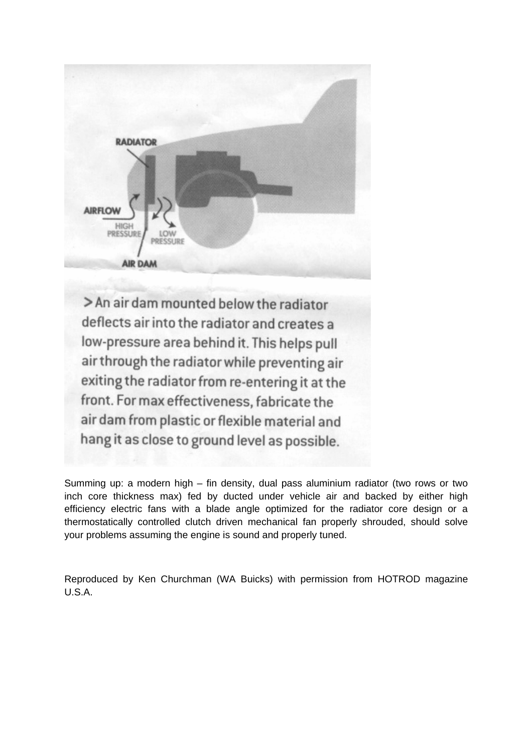RADIATOR

AIRFLOW

HIGH PRESSURE

LOW PRESSURE

AIR DAM

> An air dam mounted below the radiator deflects air into the radiator and creates a low-pressure area behind it. This helps pull air through the radiator while preventing air exiting the radiator from re-entering it at the front. For max effectiveness, fabricate the air dam from plastic or flexible material and hang it as close to ground level as possible.

Summing up: a modern high – fin density, dual pass aluminium radiator (two rows or two inch core thickness max) fed by ducted under vehicle air and backed by either high efficiency electric fans with a blade angle optimized for the radiator core design or a thermostatically controlled clutch driven mechanical fan properly shrouded, should solve your problems assuming the engine is sound and properly tuned.

Reproduced by Ken Churchman (WA Buicks) with permission from HOTROD magazine U.S.A.